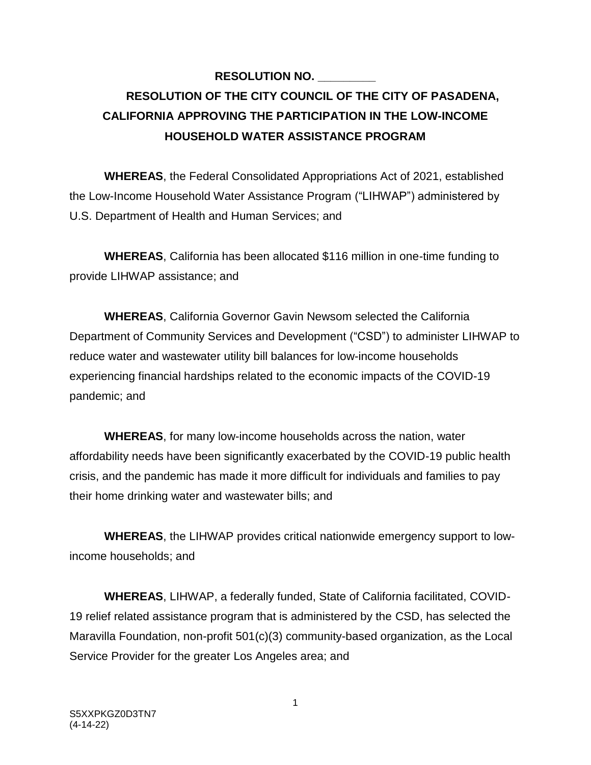**RESOLUTION NO. \_\_\_\_\_\_\_\_\_**

**RESOLUTION OF THE CITY COUNCIL OF THE CITY OF PASADENA, CALIFORNIA APPROVING THE PARTICIPATION IN THE LOW-INCOME HOUSEHOLD WATER ASSISTANCE PROGRAM**

**WHEREAS**, the Federal Consolidated Appropriations Act of 2021, established the Low-Income Household Water Assistance Program ("LIHWAP") administered by U.S. Department of Health and Human Services; and

**WHEREAS**, California has been allocated $116 million in one-time funding to provide LIHWAP assistance; and

**WHEREAS**, California Governor Gavin Newsom selected the California Department of Community Services and Development ("CSD") to administer LIHWAP to reduce water and wastewater utility bill balances for low-income households experiencing financial hardships related to the economic impacts of the COVID-19 pandemic; and

**WHEREAS**, for many low-income households across the nation, water affordability needs have been significantly exacerbated by the COVID-19 public health crisis, and the pandemic has made it more difficult for individuals and families to pay their home drinking water and wastewater bills; and

**WHEREAS**, the LIHWAP provides critical nationwide emergency support to low-income households; and

**WHEREAS**, LIHWAP, a federally funded, State of California facilitated, COVID-19 relief related assistance program that is administered by the CSD, has selected the Maravilla Foundation, non-profit 501(c)(3) community-based organization, as the Local Service Provider for the greater Los Angeles area; and

S5XXPKGZ0D3TN7
(4-14-22)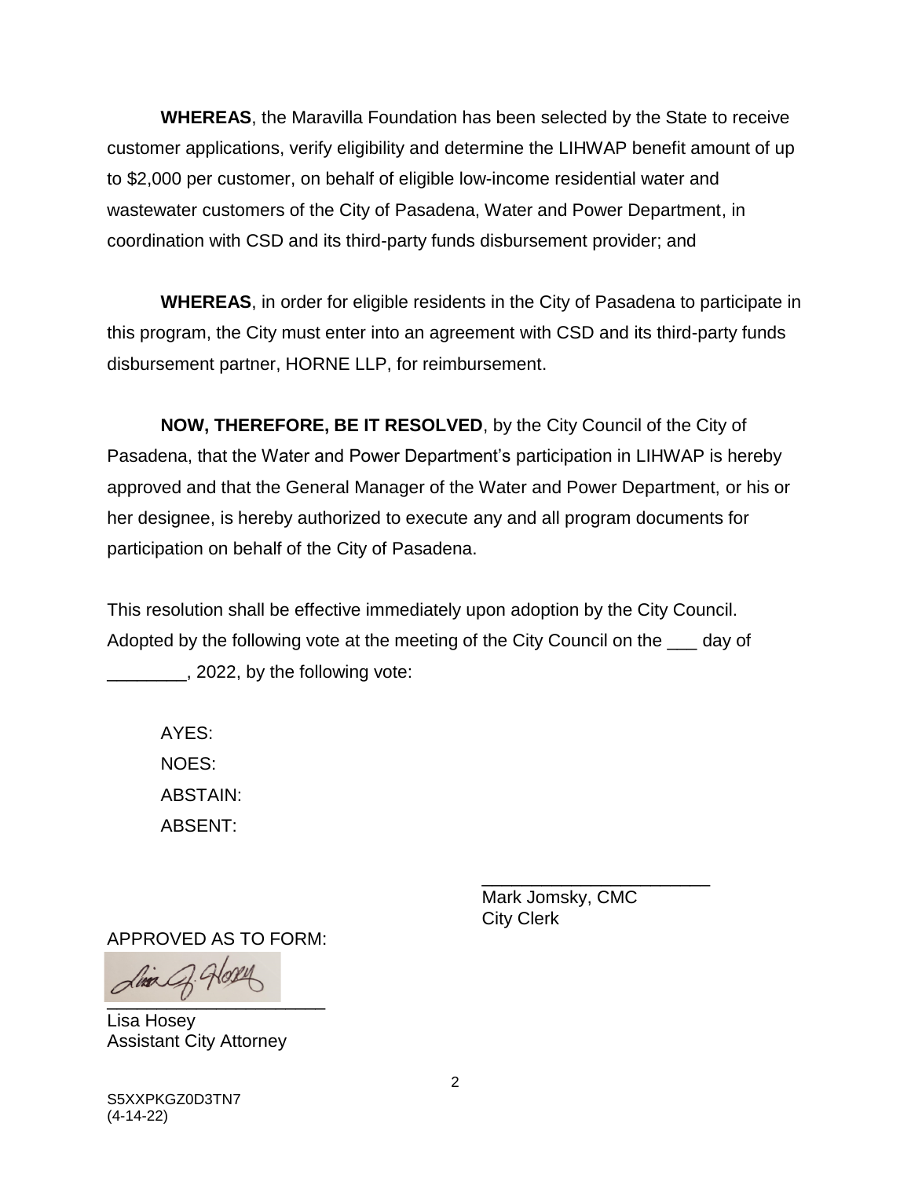**WHEREAS**, the Maravilla Foundation has been selected by the State to receive customer applications, verify eligibility and determine the LIHWAP benefit amount of up to $2,000 per customer, on behalf of eligible low-income residential water and wastewater customers of the City of Pasadena, Water and Power Department, in coordination with CSD and its third-party funds disbursement provider; and

**WHEREAS**, in order for eligible residents in the City of Pasadena to participate in this program, the City must enter into an agreement with CSD and its third-party funds disbursement partner, HORNE LLP, for reimbursement.

**NOW, THEREFORE, BE IT RESOLVED**, by the City Council of the City of Pasadena, that the Water and Power Department's participation in LIHWAP is hereby approved and that the General Manager of the Water and Power Department, or his or her designee, is hereby authorized to execute any and all program documents for participation on behalf of the City of Pasadena.

This resolution shall be effective immediately upon adoption by the City Council. Adopted by the following vote at the meeting of the City Council on the ___ day of ________, 2022, by the following vote:

AYES:
NOES:
ABSTAIN:
ABSENT:

_______________________
Mark Jomsky, CMC
City Clerk

APPROVED AS TO FORM:

_______________________
Lisa Hosey
Assistant City Attorney

S5XXPKGZ0D3TN7
(4-14-22)